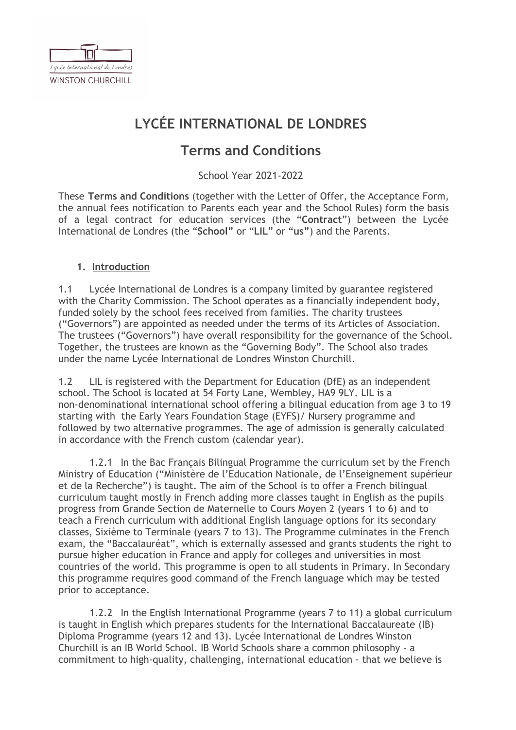# LYCÉE INTERNATIONAL DE LONDRES

## Terms and Conditions

School Year 2021-2022

These **Terms and Conditions** (together with the Letter of Offer, the Acceptance Form, the annual fees notification to Parents each year and the School Rules) form the basis of a legal contract for education services (the "**Contract**") between the Lycée International de Londres (the "**School**" or "**LIL**" or "**us**") and the Parents.

### 1. Introduction

1.1 Lycée International de Londres is a company limited by guarantee registered with the Charity Commission. The School operates as a financially independent body, funded solely by the school fees received from families. The charity trustees ("Governors") are appointed as needed under the terms of its Articles of Association. The trustees ("Governors") have overall responsibility for the governance of the School. Together, the trustees are known as the "Governing Body". The School also trades under the name Lycée International de Londres Winston Churchill.

1.2 LIL is registered with the Department for Education (DfE) as an independent school. The School is located at 54 Forty Lane, Wembley, HA9 9LY. LIL is a non-denominational international school offering a bilingual education from age 3 to 19 starting with the Early Years Foundation Stage (EYFS)/ Nursery programme and followed by two alternative programmes. The age of admission is generally calculated in accordance with the French custom (calendar year).

1.2.1 In the Bac Français Bilingual Programme the curriculum set by the French Ministry of Education ("Ministère de l'Education Nationale, de l'Enseignement supérieur et de la Recherche") is taught. The aim of the School is to offer a French bilingual curriculum taught mostly in French adding more classes taught in English as the pupils progress from Grande Section de Maternelle to Cours Moyen 2 (years 1 to 6) and to teach a French curriculum with additional English language options for its secondary classes, Sixième to Terminale (years 7 to 13). The Programme culminates in the French exam, the "Baccalauréat", which is externally assessed and grants students the right to pursue higher education in France and apply for colleges and universities in most countries of the world. This programme is open to all students in Primary. In Secondary this programme requires good command of the French language which may be tested prior to acceptance.

1.2.2 In the English International Programme (years 7 to 11) a global curriculum is taught in English which prepares students for the International Baccalaureate (IB) Diploma Programme (years 12 and 13). Lycée International de Londres Winston Churchill is an IB World School. IB World Schools share a common philosophy - a commitment to high-quality, challenging, international education - that we believe is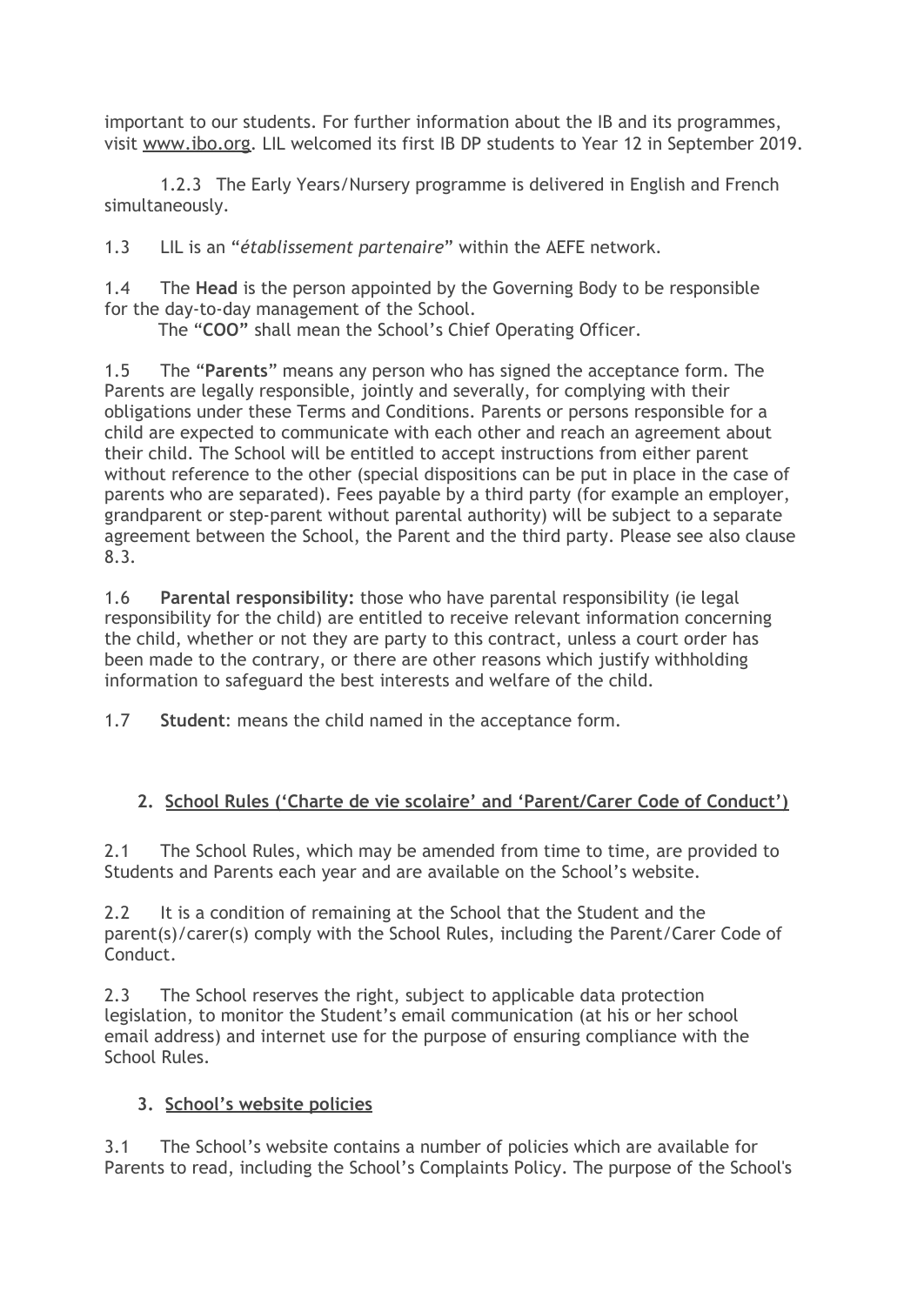important to our students. For further information about the IB and its programmes, visit www.ibo.org. LIL welcomed its first IB DP students to Year 12 in September 2019.

1.2.3 The Early Years/Nursery programme is delivered in English and French simultaneously.

1.3 LIL is an "*établissement partenaire*" within the AEFE network.

1.4 The **Head** is the person appointed by the Governing Body to be responsible for the day-to-day management of the School.

The "**COO**" shall mean the School's Chief Operating Officer.

1.5 The "**Parents**" means any person who has signed the acceptance form. The Parents are legally responsible, jointly and severally, for complying with their obligations under these Terms and Conditions. Parents or persons responsible for a child are expected to communicate with each other and reach an agreement about their child. The School will be entitled to accept instructions from either parent without reference to the other (special dispositions can be put in place in the case of parents who are separated). Fees payable by a third party (for example an employer, grandparent or step-parent without parental authority) will be subject to a separate agreement between the School, the Parent and the third party. Please see also clause 8.3.

1.6 **Parental responsibility:** those who have parental responsibility (ie legal responsibility for the child) are entitled to receive relevant information concerning the child, whether or not they are party to this contract, unless a court order has been made to the contrary, or there are other reasons which justify withholding information to safeguard the best interests and welfare of the child.

1.7 **Student**: means the child named in the acceptance form.

## 2. School Rules ('Charte de vie scolaire' and 'Parent/Carer Code of Conduct')

2.1 The School Rules, which may be amended from time to time, are provided to Students and Parents each year and are available on the School's website.

2.2 It is a condition of remaining at the School that the Student and the parent(s)/carer(s) comply with the School Rules, including the Parent/Carer Code of Conduct.

2.3 The School reserves the right, subject to applicable data protection legislation, to monitor the Student's email communication (at his or her school email address) and internet use for the purpose of ensuring compliance with the School Rules.

## 3. School's website policies

3.1 The School's website contains a number of policies which are available for Parents to read, including the School's Complaints Policy. The purpose of the School's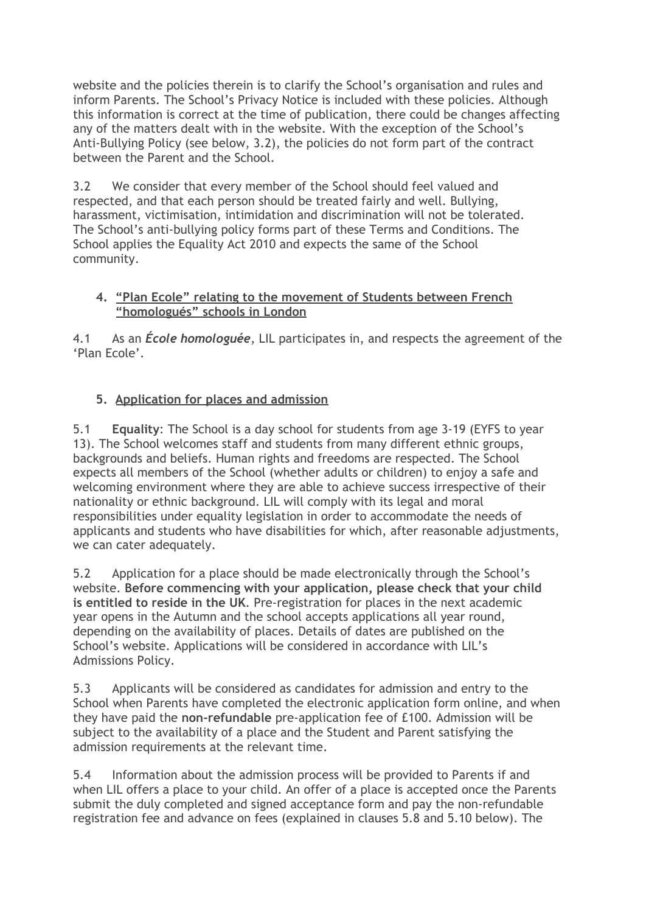website and the policies therein is to clarify the School's organisation and rules and inform Parents. The School's Privacy Notice is included with these policies. Although this information is correct at the time of publication, there could be changes affecting any of the matters dealt with in the website. With the exception of the School's Anti-Bullying Policy (see below, 3.2), the policies do not form part of the contract between the Parent and the School.

3.2 We consider that every member of the School should feel valued and respected, and that each person should be treated fairly and well. Bullying, harassment, victimisation, intimidation and discrimination will not be tolerated. The School's anti-bullying policy forms part of these Terms and Conditions. The School applies the Equality Act 2010 and expects the same of the School community.

## 4. "Plan Ecole" relating to the movement of Students between French "homologués" schools in London

4.1 As an ***École homologuée***, LIL participates in, and respects the agreement of the 'Plan Ecole'.

## 5. Application for places and admission

5.1 **Equality**: The School is a day school for students from age 3-19 (EYFS to year 13). The School welcomes staff and students from many different ethnic groups, backgrounds and beliefs. Human rights and freedoms are respected. The School expects all members of the School (whether adults or children) to enjoy a safe and welcoming environment where they are able to achieve success irrespective of their nationality or ethnic background. LIL will comply with its legal and moral responsibilities under equality legislation in order to accommodate the needs of applicants and students who have disabilities for which, after reasonable adjustments, we can cater adequately.

5.2 Application for a place should be made electronically through the School's website. **Before commencing with your application, please check that your child is entitled to reside in the UK**. Pre-registration for places in the next academic year opens in the Autumn and the school accepts applications all year round, depending on the availability of places. Details of dates are published on the School's website. Applications will be considered in accordance with LIL's Admissions Policy.

5.3 Applicants will be considered as candidates for admission and entry to the School when Parents have completed the electronic application form online, and when they have paid the **non-refundable** pre-application fee of £100. Admission will be subject to the availability of a place and the Student and Parent satisfying the admission requirements at the relevant time.

5.4 Information about the admission process will be provided to Parents if and when LIL offers a place to your child. An offer of a place is accepted once the Parents submit the duly completed and signed acceptance form and pay the non-refundable registration fee and advance on fees (explained in clauses 5.8 and 5.10 below). The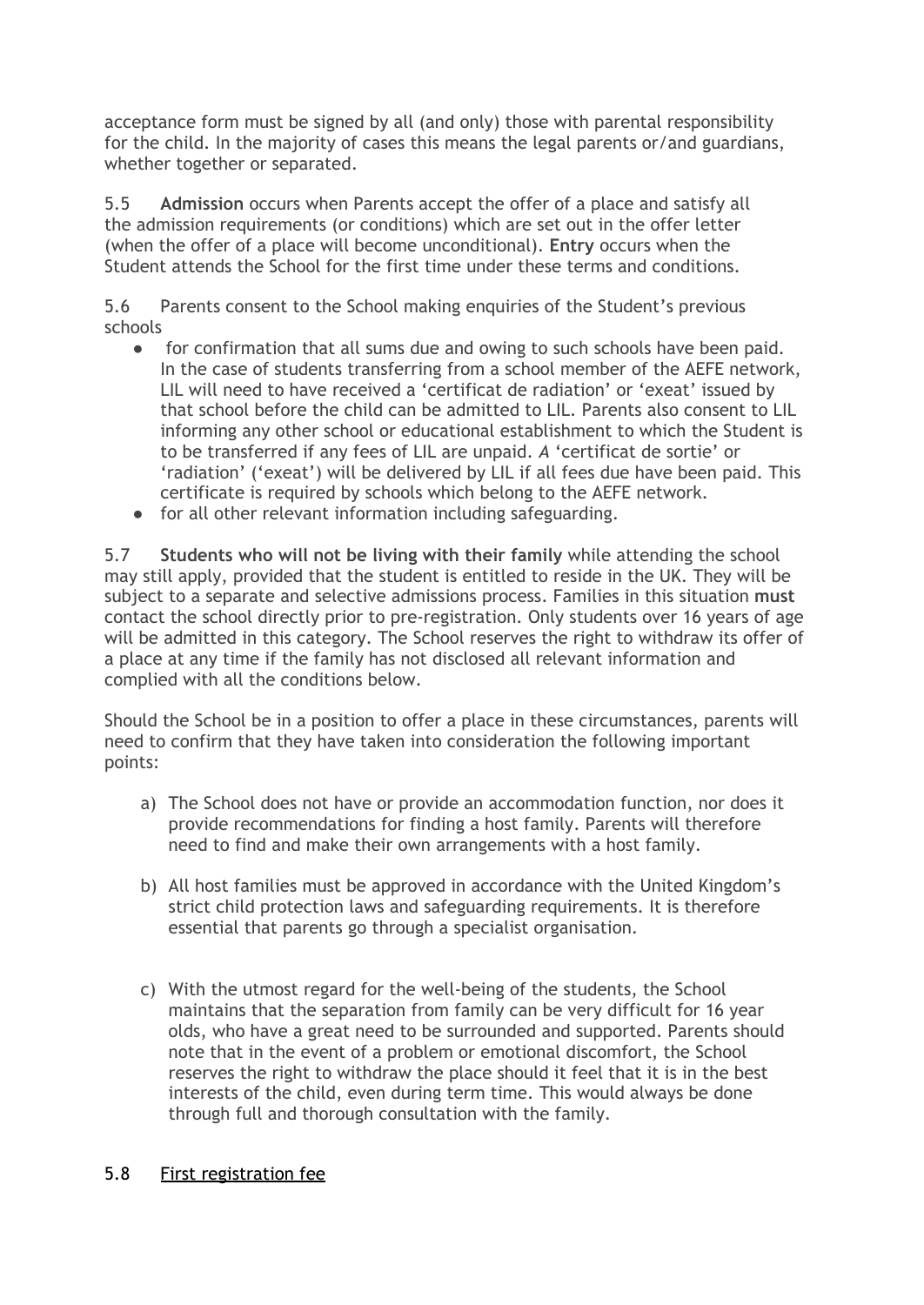acceptance form must be signed by all (and only) those with parental responsibility for the child. In the majority of cases this means the legal parents or/and guardians, whether together or separated.

5.5 **Admission** occurs when Parents accept the offer of a place and satisfy all the admission requirements (or conditions) which are set out in the offer letter (when the offer of a place will become unconditional). **Entry** occurs when the Student attends the School for the first time under these terms and conditions.

5.6 Parents consent to the School making enquiries of the Student's previous schools

- for confirmation that all sums due and owing to such schools have been paid. In the case of students transferring from a school member of the AEFE network, LIL will need to have received a 'certificat de radiation' or 'exeat' issued by that school before the child can be admitted to LIL. Parents also consent to LIL informing any other school or educational establishment to which the Student is to be transferred if any fees of LIL are unpaid. *A* 'certificat de sortie' or 'radiation' ('exeat') will be delivered by LIL if all fees due have been paid. This certificate is required by schools which belong to the AEFE network.
- for all other relevant information including safeguarding.

5.7 **Students who will not be living with their family** while attending the school may still apply, provided that the student is entitled to reside in the UK. They will be subject to a separate and selective admissions process. Families in this situation **must** contact the school directly prior to pre-registration. Only students over 16 years of age will be admitted in this category. The School reserves the right to withdraw its offer of a place at any time if the family has not disclosed all relevant information and complied with all the conditions below.

Should the School be in a position to offer a place in these circumstances, parents will need to confirm that they have taken into consideration the following important points:

a) The School does not have or provide an accommodation function, nor does it provide recommendations for finding a host family. Parents will therefore need to find and make their own arrangements with a host family.

b) All host families must be approved in accordance with the United Kingdom's strict child protection laws and safeguarding requirements. It is therefore essential that parents go through a specialist organisation.

c) With the utmost regard for the well-being of the students, the School maintains that the separation from family can be very difficult for 16 year olds, who have a great need to be surrounded and supported. Parents should note that in the event of a problem or emotional discomfort, the School reserves the right to withdraw the place should it feel that it is in the best interests of the child, even during term time. This would always be done through full and thorough consultation with the family.

5.8 First registration fee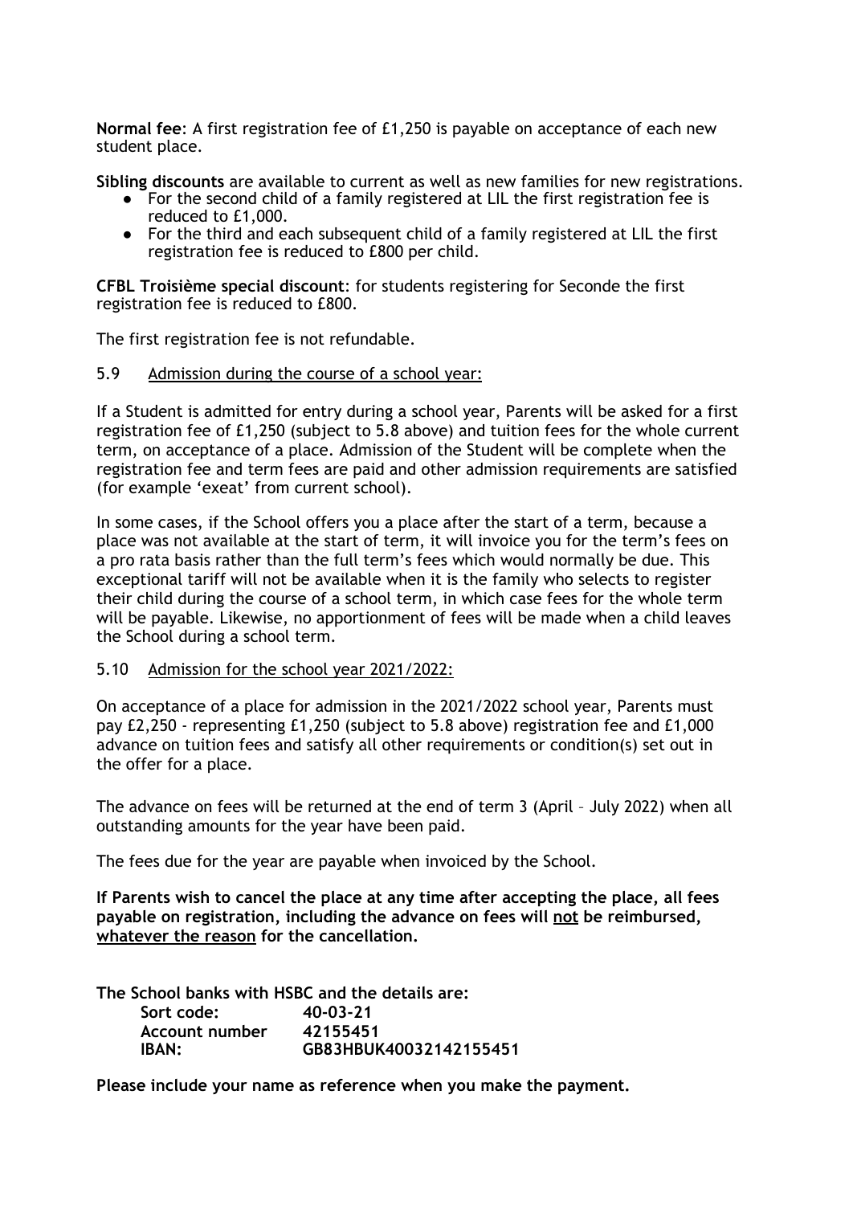**Normal fee**: A first registration fee of £1,250 is payable on acceptance of each new student place.

**Sibling discounts** are available to current as well as new families for new registrations.

- For the second child of a family registered at LIL the first registration fee is reduced to £1,000.
- For the third and each subsequent child of a family registered at LIL the first registration fee is reduced to £800 per child.

**CFBL Troisième special discount**: for students registering for Seconde the first registration fee is reduced to £800.

The first registration fee is not refundable.

5.9 Admission during the course of a school year:

If a Student is admitted for entry during a school year, Parents will be asked for a first registration fee of £1,250 (subject to 5.8 above) and tuition fees for the whole current term, on acceptance of a place. Admission of the Student will be complete when the registration fee and term fees are paid and other admission requirements are satisfied (for example 'exeat' from current school).

In some cases, if the School offers you a place after the start of a term, because a place was not available at the start of term, it will invoice you for the term's fees on a pro rata basis rather than the full term's fees which would normally be due. This exceptional tariff will not be available when it is the family who selects to register their child during the course of a school term, in which case fees for the whole term will be payable. Likewise, no apportionment of fees will be made when a child leaves the School during a school term.

5.10 Admission for the school year 2021/2022:

On acceptance of a place for admission in the 2021/2022 school year, Parents must pay £2,250 - representing £1,250 (subject to 5.8 above) registration fee and £1,000 advance on tuition fees and satisfy all other requirements or condition(s) set out in the offer for a place.

The advance on fees will be returned at the end of term 3 (April – July 2022) when all outstanding amounts for the year have been paid.

The fees due for the year are payable when invoiced by the School.

**If Parents wish to cancel the place at any time after accepting the place, all fees payable on registration, including the advance on fees will not be reimbursed, whatever the reason for the cancellation.**

**The School banks with HSBC and the details are:**

| | |
|---|---|
| **Sort code:** | **40-03-21** |
| **Account number** | **42155451** |
| **IBAN:** | **GB83HBUK40032142155451** |

**Please include your name as reference when you make the payment.**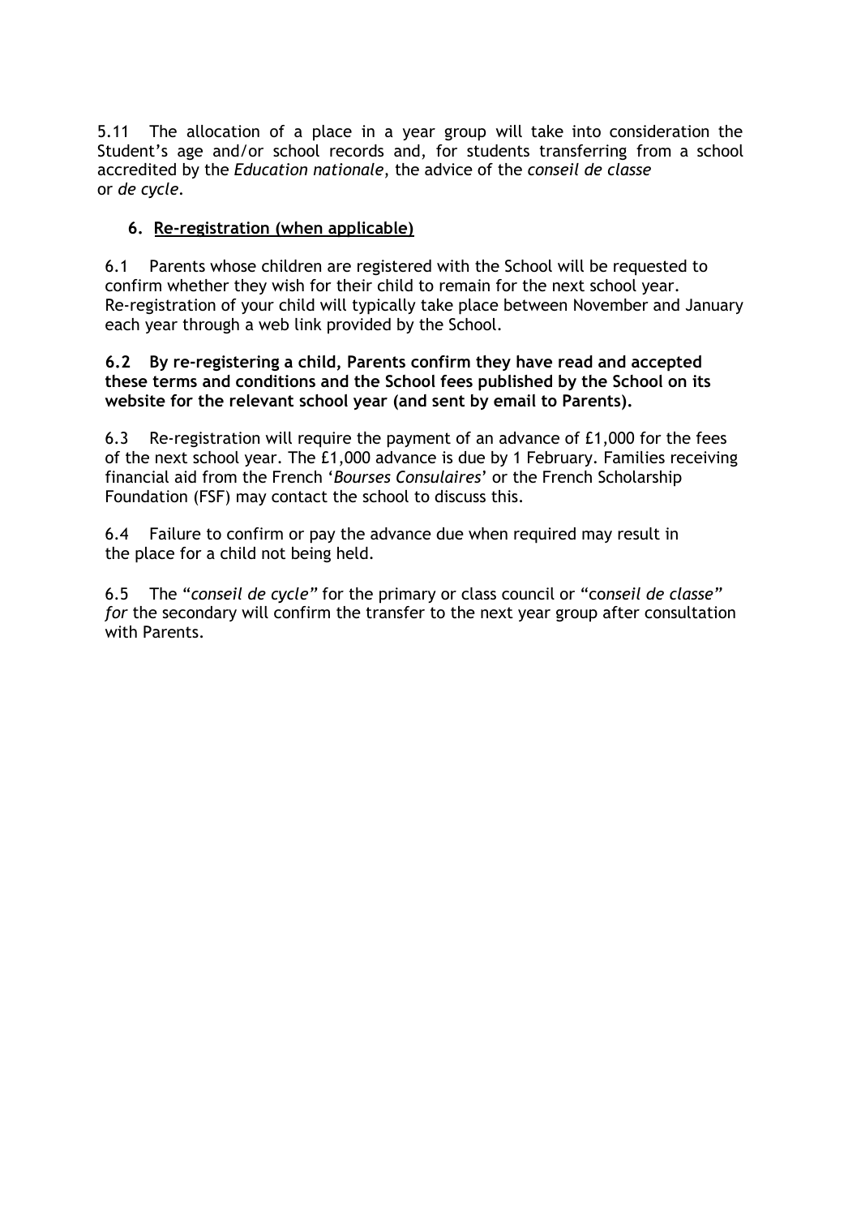5.11 The allocation of a place in a year group will take into consideration the Student's age and/or school records and, for students transferring from a school accredited by the *Education nationale*, the advice of the *conseil de classe* or *de cycle*.

## 6. Re-registration (when applicable)

6.1 Parents whose children are registered with the School will be requested to confirm whether they wish for their child to remain for the next school year. Re-registration of your child will typically take place between November and January each year through a web link provided by the School.

**6.2 By re-registering a child, Parents confirm they have read and accepted these terms and conditions and the School fees published by the School on its website for the relevant school year (and sent by email to Parents).**

6.3 Re-registration will require the payment of an advance of £1,000 for the fees of the next school year. The £1,000 advance is due by 1 February. Families receiving financial aid from the French '*Bourses Consulaires*' or the French Scholarship Foundation (FSF) may contact the school to discuss this.

6.4 Failure to confirm or pay the advance due when required may result in the place for a child not being held.

6.5 The "*conseil de cycle*" for the primary or class council or "*conseil de classe*" *for* the secondary will confirm the transfer to the next year group after consultation with Parents.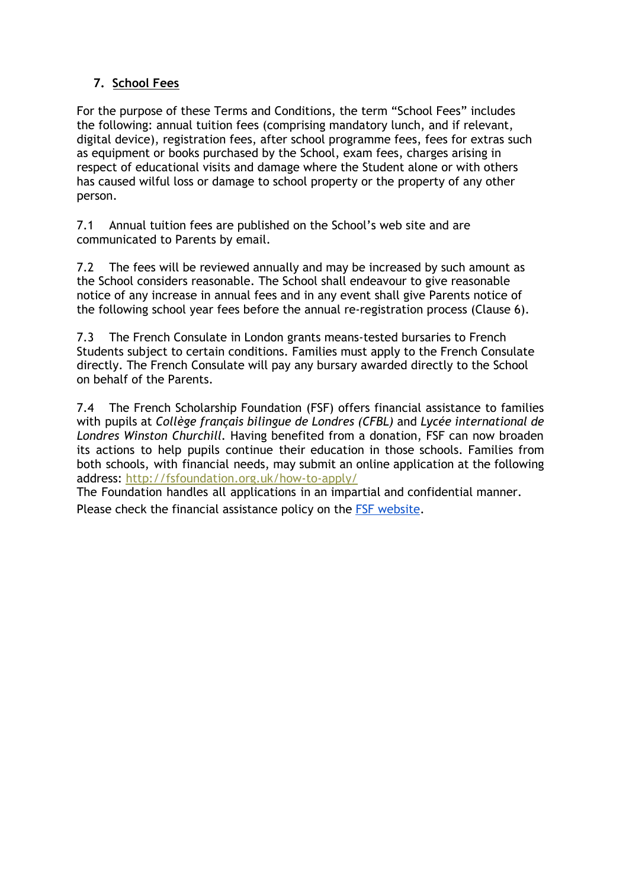## 7. School Fees

For the purpose of these Terms and Conditions, the term "School Fees" includes the following: annual tuition fees (comprising mandatory lunch, and if relevant, digital device), registration fees, after school programme fees, fees for extras such as equipment or books purchased by the School, exam fees, charges arising in respect of educational visits and damage where the Student alone or with others has caused wilful loss or damage to school property or the property of any other person.

7.1 Annual tuition fees are published on the School's web site and are communicated to Parents by email.

7.2 The fees will be reviewed annually and may be increased by such amount as the School considers reasonable. The School shall endeavour to give reasonable notice of any increase in annual fees and in any event shall give Parents notice of the following school year fees before the annual re-registration process (Clause 6).

7.3 The French Consulate in London grants means-tested bursaries to French Students subject to certain conditions. Families must apply to the French Consulate directly. The French Consulate will pay any bursary awarded directly to the School on behalf of the Parents.

7.4 The French Scholarship Foundation (FSF) offers financial assistance to families with pupils at *Collège français bilingue de Londres (CFBL)* and *Lycée international de Londres Winston Churchill*. Having benefited from a donation, FSF can now broaden its actions to help pupils continue their education in those schools. Families from both schools, with financial needs, may submit an online application at the following address: [http://fsfoundation.org.uk/how-to-apply/](http://fsfoundation.org.uk/how-to-apply/)
The Foundation handles all applications in an impartial and confidential manner.
Please check the financial assistance policy on the FSF website.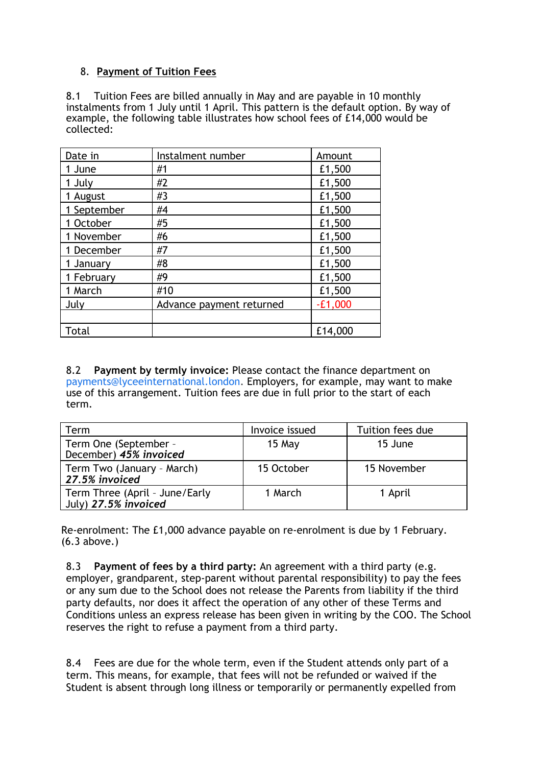## 8. Payment of Tuition Fees

8.1 Tuition Fees are billed annually in May and are payable in 10 monthly instalments from 1 July until 1 April. This pattern is the default option. By way of example, the following table illustrates how school fees of £14,000 would be collected:

| Date in | Instalment number | Amount |
|---|---|---|
| 1 June | #1 | £1,500 |
| 1 July | #2 | £1,500 |
| 1 August | #3 | £1,500 |
| 1 September | #4 | £1,500 |
| 1 October | #5 | £1,500 |
| 1 November | #6 | £1,500 |
| 1 December | #7 | £1,500 |
| 1 January | #8 | £1,500 |
| 1 February | #9 | £1,500 |
| 1 March | #10 | £1,500 |
| July | Advance payment returned | -£1,000 |
| | | |
| Total | | £14,000 |

8.2 **Payment by termly invoice:** Please contact the finance department on payments@lyceeinternational.london. Employers, for example, may want to make use of this arrangement. Tuition fees are due in full prior to the start of each term.

| Term | Invoice issued | Tuition fees due |
|---|---|---|
| Term One (September - December) ***45% invoiced*** | 15 May | 15 June |
| Term Two (January - March) ***27.5% invoiced*** | 15 October | 15 November |
| Term Three (April - June/Early July) ***27.5% invoiced*** | 1 March | 1 April |

Re-enrolment: The £1,000 advance payable on re-enrolment is due by 1 February. (6.3 above.)

8.3 **Payment of fees by a third party:** An agreement with a third party (e.g. employer, grandparent, step-parent without parental responsibility) to pay the fees or any sum due to the School does not release the Parents from liability if the third party defaults, nor does it affect the operation of any other of these Terms and Conditions unless an express release has been given in writing by the COO. The School reserves the right to refuse a payment from a third party.

8.4 Fees are due for the whole term, even if the Student attends only part of a term. This means, for example, that fees will not be refunded or waived if the Student is absent through long illness or temporarily or permanently expelled from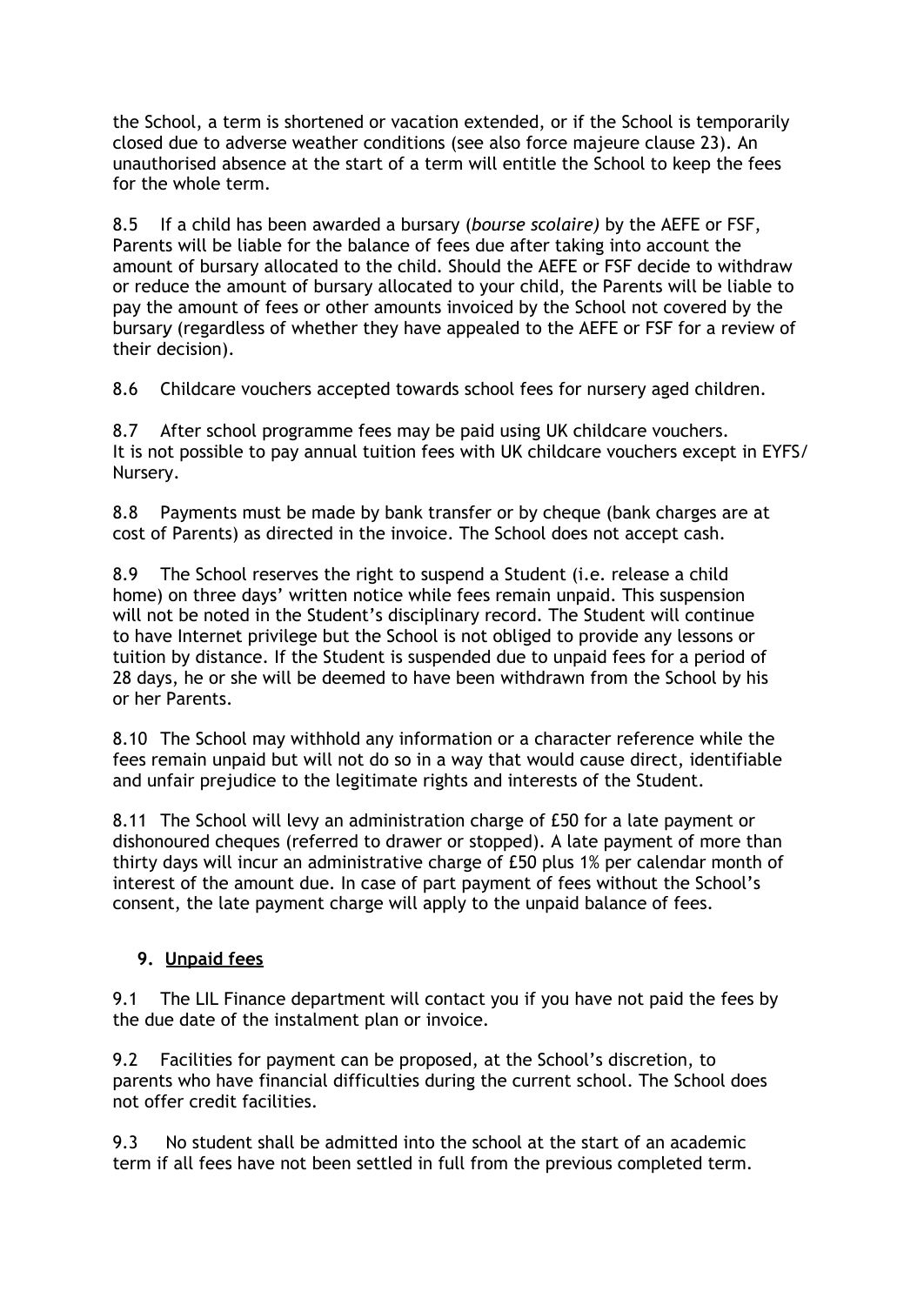the School, a term is shortened or vacation extended, or if the School is temporarily closed due to adverse weather conditions (see also force majeure clause 23). An unauthorised absence at the start of a term will entitle the School to keep the fees for the whole term.

8.5 If a child has been awarded a bursary (*bourse scolaire)* by the AEFE or FSF, Parents will be liable for the balance of fees due after taking into account the amount of bursary allocated to the child. Should the AEFE or FSF decide to withdraw or reduce the amount of bursary allocated to your child, the Parents will be liable to pay the amount of fees or other amounts invoiced by the School not covered by the bursary (regardless of whether they have appealed to the AEFE or FSF for a review of their decision).

8.6 Childcare vouchers accepted towards school fees for nursery aged children.

8.7 After school programme fees may be paid using UK childcare vouchers. It is not possible to pay annual tuition fees with UK childcare vouchers except in EYFS/ Nursery.

8.8 Payments must be made by bank transfer or by cheque (bank charges are at cost of Parents) as directed in the invoice. The School does not accept cash.

8.9 The School reserves the right to suspend a Student (i.e. release a child home) on three days' written notice while fees remain unpaid. This suspension will not be noted in the Student's disciplinary record. The Student will continue to have Internet privilege but the School is not obliged to provide any lessons or tuition by distance. If the Student is suspended due to unpaid fees for a period of 28 days, he or she will be deemed to have been withdrawn from the School by his or her Parents.

8.10 The School may withhold any information or a character reference while the fees remain unpaid but will not do so in a way that would cause direct, identifiable and unfair prejudice to the legitimate rights and interests of the Student.

8.11 The School will levy an administration charge of £50 for a late payment or dishonoured cheques (referred to drawer or stopped). A late payment of more than thirty days will incur an administrative charge of £50 plus 1% per calendar month of interest of the amount due. In case of part payment of fees without the School's consent, the late payment charge will apply to the unpaid balance of fees.

## 9. Unpaid fees

9.1 The LIL Finance department will contact you if you have not paid the fees by the due date of the instalment plan or invoice.

9.2 Facilities for payment can be proposed, at the School's discretion, to parents who have financial difficulties during the current school. The School does not offer credit facilities.

9.3 No student shall be admitted into the school at the start of an academic term if all fees have not been settled in full from the previous completed term.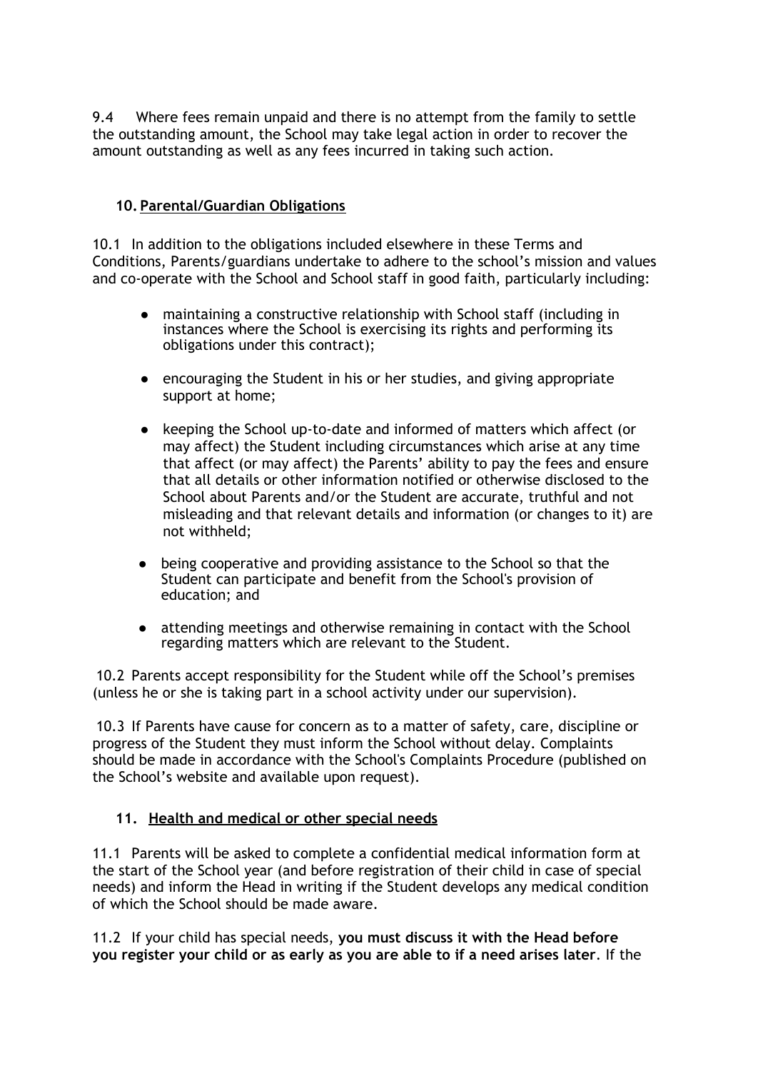9.4 Where fees remain unpaid and there is no attempt from the family to settle the outstanding amount, the School may take legal action in order to recover the amount outstanding as well as any fees incurred in taking such action.

## 10. Parental/Guardian Obligations

10.1 In addition to the obligations included elsewhere in these Terms and Conditions, Parents/guardians undertake to adhere to the school's mission and values and co-operate with the School and School staff in good faith, particularly including:

- maintaining a constructive relationship with School staff (including in instances where the School is exercising its rights and performing its obligations under this contract);
- encouraging the Student in his or her studies, and giving appropriate support at home;
- keeping the School up-to-date and informed of matters which affect (or may affect) the Student including circumstances which arise at any time that affect (or may affect) the Parents' ability to pay the fees and ensure that all details or other information notified or otherwise disclosed to the School about Parents and/or the Student are accurate, truthful and not misleading and that relevant details and information (or changes to it) are not withheld;
- being cooperative and providing assistance to the School so that the Student can participate and benefit from the School's provision of education; and
- attending meetings and otherwise remaining in contact with the School regarding matters which are relevant to the Student.

10.2 Parents accept responsibility for the Student while off the School's premises (unless he or she is taking part in a school activity under our supervision).

10.3 If Parents have cause for concern as to a matter of safety, care, discipline or progress of the Student they must inform the School without delay. Complaints should be made in accordance with the School's Complaints Procedure (published on the School's website and available upon request).

## 11. Health and medical or other special needs

11.1 Parents will be asked to complete a confidential medical information form at the start of the School year (and before registration of their child in case of special needs) and inform the Head in writing if the Student develops any medical condition of which the School should be made aware.

11.2 If your child has special needs, **you must discuss it with the Head before you register your child or as early as you are able to if a need arises later**. If the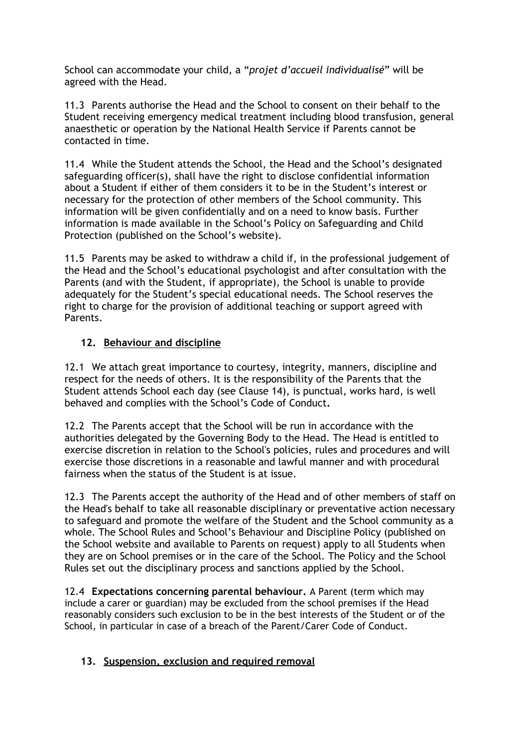School can accommodate your child, a "*projet d'accueil individualisé*" will be agreed with the Head.

11.3 Parents authorise the Head and the School to consent on their behalf to the Student receiving emergency medical treatment including blood transfusion, general anaesthetic or operation by the National Health Service if Parents cannot be contacted in time.

11.4 While the Student attends the School, the Head and the School's designated safeguarding officer(s), shall have the right to disclose confidential information about a Student if either of them considers it to be in the Student's interest or necessary for the protection of other members of the School community. This information will be given confidentially and on a need to know basis. Further information is made available in the School's Policy on Safeguarding and Child Protection (published on the School's website).

11.5 Parents may be asked to withdraw a child if, in the professional judgement of the Head and the School's educational psychologist and after consultation with the Parents (and with the Student, if appropriate), the School is unable to provide adequately for the Student's special educational needs. The School reserves the right to charge for the provision of additional teaching or support agreed with Parents.

## 12. Behaviour and discipline

12.1 We attach great importance to courtesy, integrity, manners, discipline and respect for the needs of others. It is the responsibility of the Parents that the Student attends School each day (see Clause 14), is punctual, works hard, is well behaved and complies with the School's Code of Conduct**.**

12.2 The Parents accept that the School will be run in accordance with the authorities delegated by the Governing Body to the Head. The Head is entitled to exercise discretion in relation to the School's policies, rules and procedures and will exercise those discretions in a reasonable and lawful manner and with procedural fairness when the status of the Student is at issue.

12.3 The Parents accept the authority of the Head and of other members of staff on the Head's behalf to take all reasonable disciplinary or preventative action necessary to safeguard and promote the welfare of the Student and the School community as a whole. The School Rules and School's Behaviour and Discipline Policy (published on the School website and available to Parents on request) apply to all Students when they are on School premises or in the care of the School. The Policy and the School Rules set out the disciplinary process and sanctions applied by the School.

12.4 **Expectations concerning parental behaviour.** A Parent (term which may include a carer or guardian) may be excluded from the school premises if the Head reasonably considers such exclusion to be in the best interests of the Student or of the School, in particular in case of a breach of the Parent/Carer Code of Conduct.

## 13. Suspension, exclusion and required removal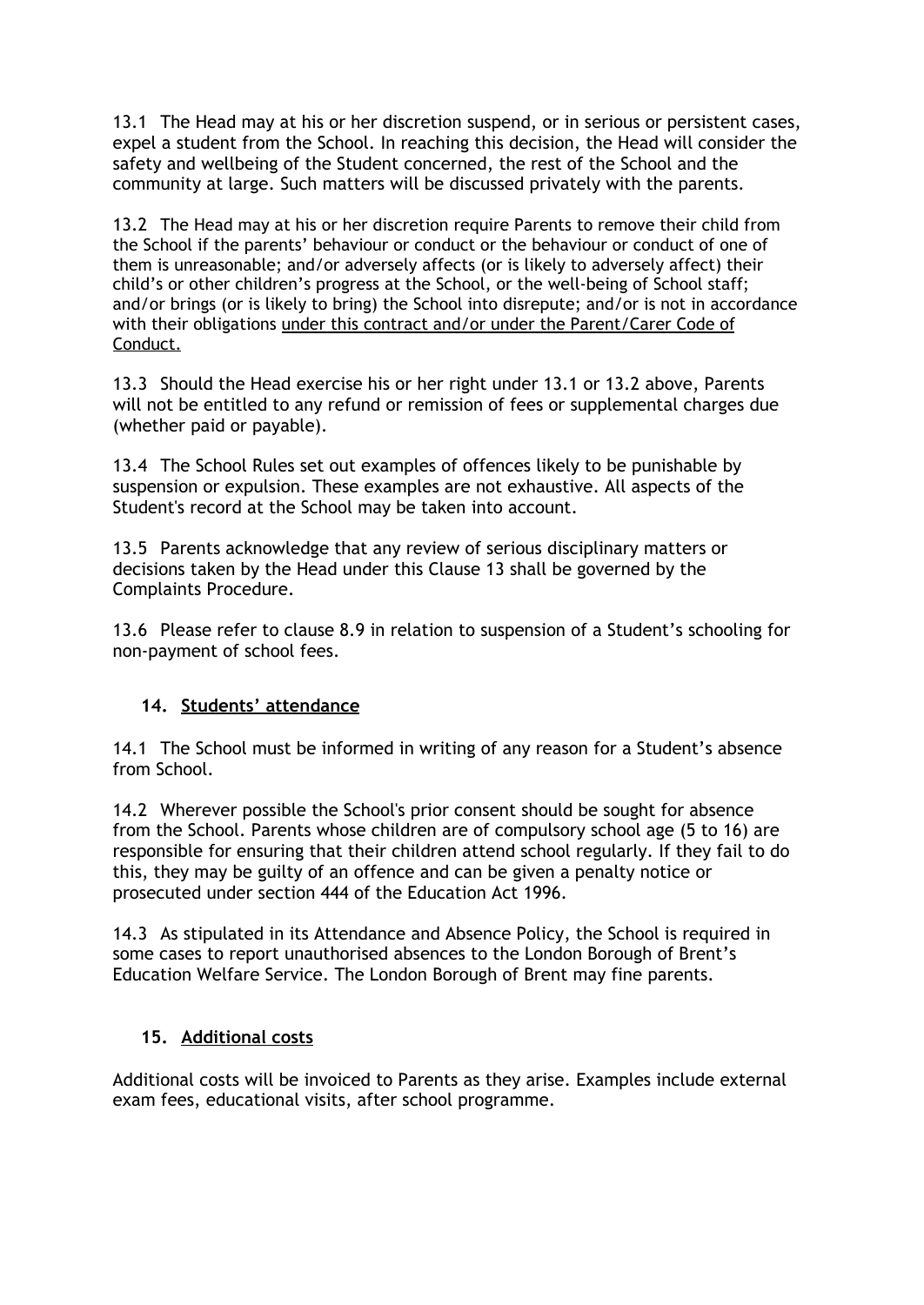13.1 The Head may at his or her discretion suspend, or in serious or persistent cases, expel a student from the School. In reaching this decision, the Head will consider the safety and wellbeing of the Student concerned, the rest of the School and the community at large. Such matters will be discussed privately with the parents.

13.2 The Head may at his or her discretion require Parents to remove their child from the School if the parents' behaviour or conduct or the behaviour or conduct of one of them is unreasonable; and/or adversely affects (or is likely to adversely affect) their child's or other children's progress at the School, or the well-being of School staff; and/or brings (or is likely to bring) the School into disrepute; and/or is not in accordance with their obligations under this contract and/or under the Parent/Carer Code of Conduct.

13.3 Should the Head exercise his or her right under 13.1 or 13.2 above, Parents will not be entitled to any refund or remission of fees or supplemental charges due (whether paid or payable).

13.4 The School Rules set out examples of offences likely to be punishable by suspension or expulsion. These examples are not exhaustive. All aspects of the Student's record at the School may be taken into account.

13.5 Parents acknowledge that any review of serious disciplinary matters or decisions taken by the Head under this Clause 13 shall be governed by the Complaints Procedure.

13.6 Please refer to clause 8.9 in relation to suspension of a Student's schooling for non-payment of school fees.

## 14. Students' attendance

14.1 The School must be informed in writing of any reason for a Student's absence from School.

14.2 Wherever possible the School's prior consent should be sought for absence from the School. Parents whose children are of compulsory school age (5 to 16) are responsible for ensuring that their children attend school regularly. If they fail to do this, they may be guilty of an offence and can be given a penalty notice or prosecuted under section 444 of the Education Act 1996.

14.3 As stipulated in its Attendance and Absence Policy, the School is required in some cases to report unauthorised absences to the London Borough of Brent's Education Welfare Service. The London Borough of Brent may fine parents.

## 15. Additional costs

Additional costs will be invoiced to Parents as they arise. Examples include external exam fees, educational visits, after school programme.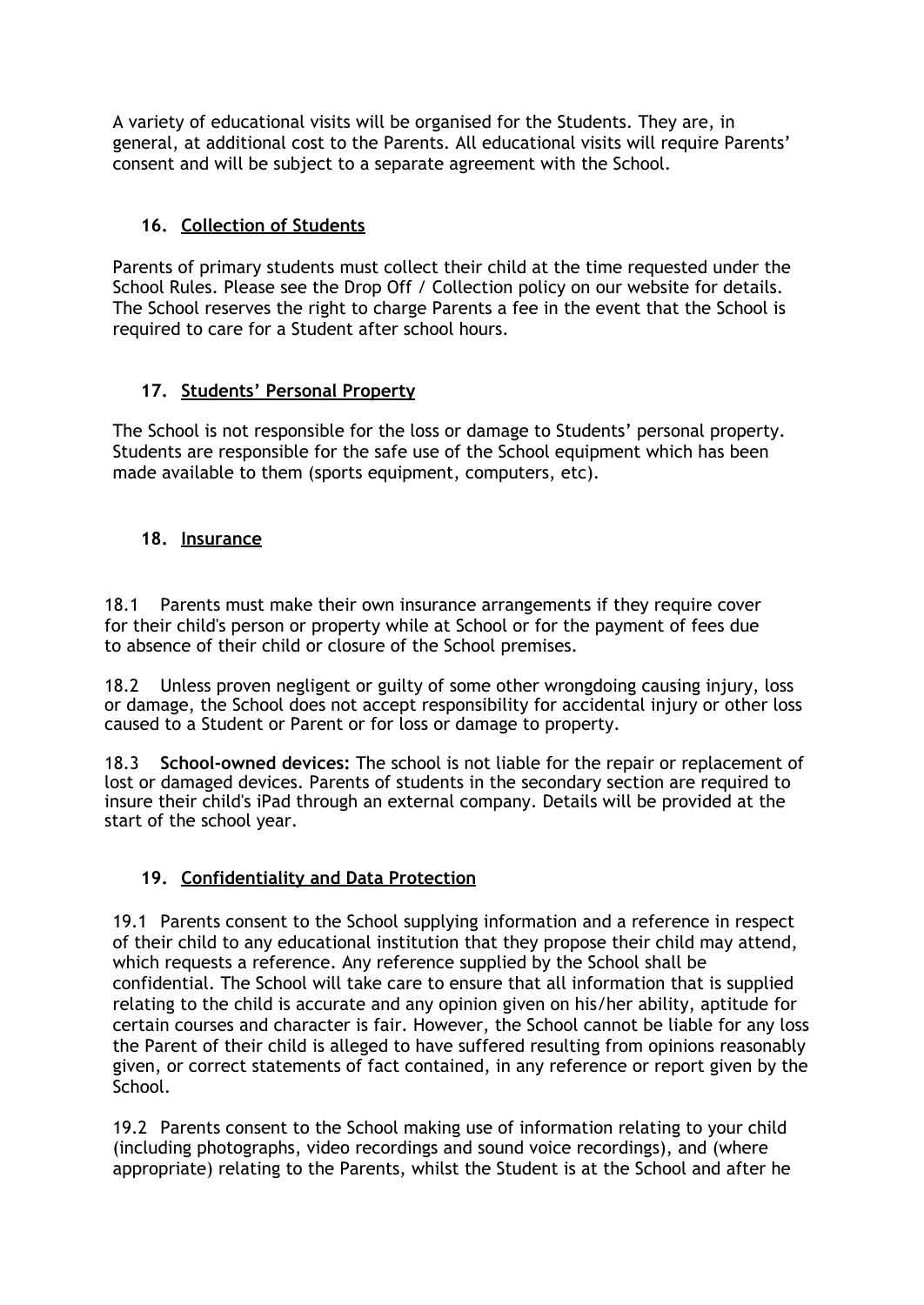A variety of educational visits will be organised for the Students. They are, in general, at additional cost to the Parents. All educational visits will require Parents' consent and will be subject to a separate agreement with the School.

## 16. Collection of Students

Parents of primary students must collect their child at the time requested under the School Rules. Please see the Drop Off / Collection policy on our website for details. The School reserves the right to charge Parents a fee in the event that the School is required to care for a Student after school hours.

## 17. Students' Personal Property

The School is not responsible for the loss or damage to Students' personal property. Students are responsible for the safe use of the School equipment which has been made available to them (sports equipment, computers, etc).

## 18. Insurance

18.1 Parents must make their own insurance arrangements if they require cover for their child's person or property while at School or for the payment of fees due to absence of their child or closure of the School premises.

18.2 Unless proven negligent or guilty of some other wrongdoing causing injury, loss or damage, the School does not accept responsibility for accidental injury or other loss caused to a Student or Parent or for loss or damage to property.

18.3 **School-owned devices:** The school is not liable for the repair or replacement of lost or damaged devices. Parents of students in the secondary section are required to insure their child's iPad through an external company. Details will be provided at the start of the school year.

## 19. Confidentiality and Data Protection

19.1 Parents consent to the School supplying information and a reference in respect of their child to any educational institution that they propose their child may attend, which requests a reference. Any reference supplied by the School shall be confidential. The School will take care to ensure that all information that is supplied relating to the child is accurate and any opinion given on his/her ability, aptitude for certain courses and character is fair. However, the School cannot be liable for any loss the Parent of their child is alleged to have suffered resulting from opinions reasonably given, or correct statements of fact contained, in any reference or report given by the School.

19.2 Parents consent to the School making use of information relating to your child (including photographs, video recordings and sound voice recordings), and (where appropriate) relating to the Parents, whilst the Student is at the School and after he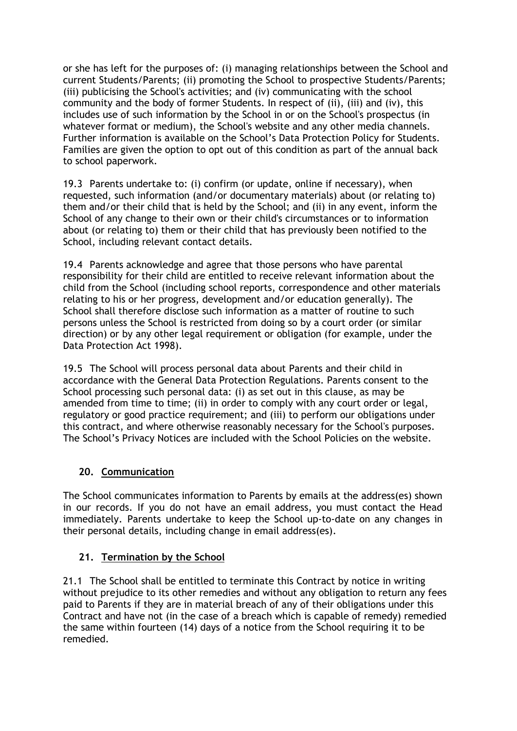or she has left for the purposes of: (i) managing relationships between the School and current Students/Parents; (ii) promoting the School to prospective Students/Parents; (iii) publicising the School's activities; and (iv) communicating with the school community and the body of former Students. In respect of (ii), (iii) and (iv), this includes use of such information by the School in or on the School's prospectus (in whatever format or medium), the School's website and any other media channels. Further information is available on the School's Data Protection Policy for Students. Families are given the option to opt out of this condition as part of the annual back to school paperwork.

19.3 Parents undertake to: (i) confirm (or update, online if necessary), when requested, such information (and/or documentary materials) about (or relating to) them and/or their child that is held by the School; and (ii) in any event, inform the School of any change to their own or their child's circumstances or to information about (or relating to) them or their child that has previously been notified to the School, including relevant contact details.

19.4 Parents acknowledge and agree that those persons who have parental responsibility for their child are entitled to receive relevant information about the child from the School (including school reports, correspondence and other materials relating to his or her progress, development and/or education generally). The School shall therefore disclose such information as a matter of routine to such persons unless the School is restricted from doing so by a court order (or similar direction) or by any other legal requirement or obligation (for example, under the Data Protection Act 1998).

19.5 The School will process personal data about Parents and their child in accordance with the General Data Protection Regulations. Parents consent to the School processing such personal data: (i) as set out in this clause, as may be amended from time to time; (ii) in order to comply with any court order or legal, regulatory or good practice requirement; and (iii) to perform our obligations under this contract, and where otherwise reasonably necessary for the School's purposes. The School's Privacy Notices are included with the School Policies on the website.

## 20. Communication

The School communicates information to Parents by emails at the address(es) shown in our records. If you do not have an email address, you must contact the Head immediately. Parents undertake to keep the School up-to-date on any changes in their personal details, including change in email address(es).

## 21. Termination by the School

21.1 The School shall be entitled to terminate this Contract by notice in writing without prejudice to its other remedies and without any obligation to return any fees paid to Parents if they are in material breach of any of their obligations under this Contract and have not (in the case of a breach which is capable of remedy) remedied the same within fourteen (14) days of a notice from the School requiring it to be remedied.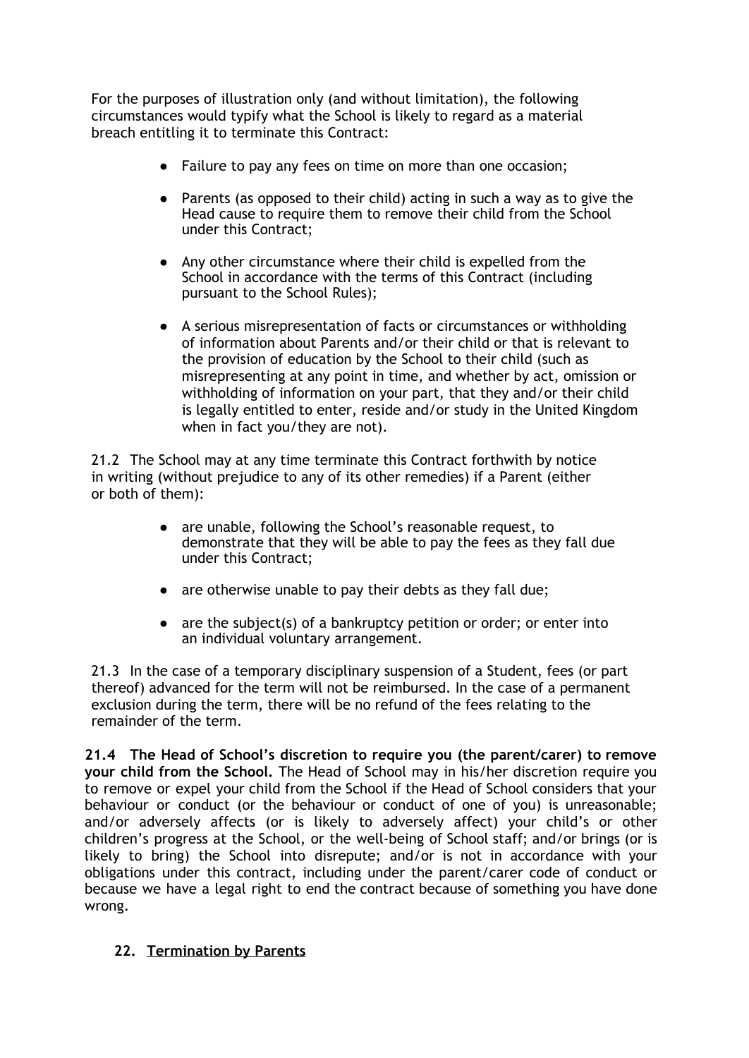For the purposes of illustration only (and without limitation), the following circumstances would typify what the School is likely to regard as a material breach entitling it to terminate this Contract:

- Failure to pay any fees on time on more than one occasion;
- Parents (as opposed to their child) acting in such a way as to give the Head cause to require them to remove their child from the School under this Contract;
- Any other circumstance where their child is expelled from the School in accordance with the terms of this Contract (including pursuant to the School Rules);
- A serious misrepresentation of facts or circumstances or withholding of information about Parents and/or their child or that is relevant to the provision of education by the School to their child (such as misrepresenting at any point in time, and whether by act, omission or withholding of information on your part, that they and/or their child is legally entitled to enter, reside and/or study in the United Kingdom when in fact you/they are not).

21.2 The School may at any time terminate this Contract forthwith by notice in writing (without prejudice to any of its other remedies) if a Parent (either or both of them):

- are unable, following the School's reasonable request, to demonstrate that they will be able to pay the fees as they fall due under this Contract;
- are otherwise unable to pay their debts as they fall due;
- are the subject(s) of a bankruptcy petition or order; or enter into an individual voluntary arrangement.

21.3 In the case of a temporary disciplinary suspension of a Student, fees (or part thereof) advanced for the term will not be reimbursed. In the case of a permanent exclusion during the term, there will be no refund of the fees relating to the remainder of the term.

**21.4 The Head of School's discretion to require you (the parent/carer) to remove your child from the School.** The Head of School may in his/her discretion require you to remove or expel your child from the School if the Head of School considers that your behaviour or conduct (or the behaviour or conduct of one of you) is unreasonable; and/or adversely affects (or is likely to adversely affect) your child's or other children's progress at the School, or the well-being of School staff; and/or brings (or is likely to bring) the School into disrepute; and/or is not in accordance with your obligations under this contract, including under the parent/carer code of conduct or because we have a legal right to end the contract because of something you have done wrong.

## 22. Termination by Parents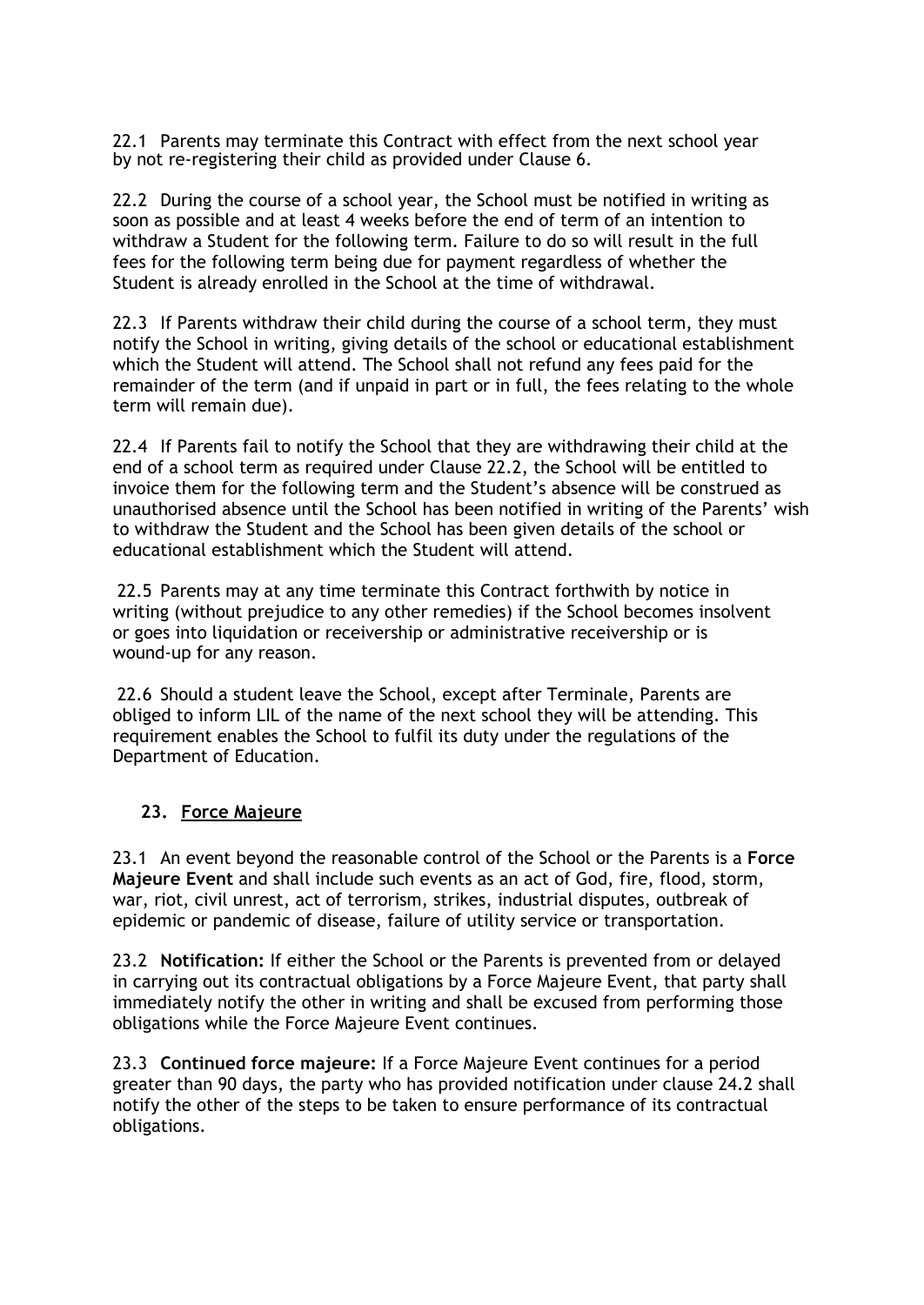22.1 Parents may terminate this Contract with effect from the next school year by not re-registering their child as provided under Clause 6.

22.2 During the course of a school year, the School must be notified in writing as soon as possible and at least 4 weeks before the end of term of an intention to withdraw a Student for the following term. Failure to do so will result in the full fees for the following term being due for payment regardless of whether the Student is already enrolled in the School at the time of withdrawal.

22.3 If Parents withdraw their child during the course of a school term, they must notify the School in writing, giving details of the school or educational establishment which the Student will attend. The School shall not refund any fees paid for the remainder of the term (and if unpaid in part or in full, the fees relating to the whole term will remain due).

22.4 If Parents fail to notify the School that they are withdrawing their child at the end of a school term as required under Clause 22.2, the School will be entitled to invoice them for the following term and the Student's absence will be construed as unauthorised absence until the School has been notified in writing of the Parents' wish to withdraw the Student and the School has been given details of the school or educational establishment which the Student will attend.

22.5 Parents may at any time terminate this Contract forthwith by notice in writing (without prejudice to any other remedies) if the School becomes insolvent or goes into liquidation or receivership or administrative receivership or is wound-up for any reason.

22.6 Should a student leave the School, except after Terminale, Parents are obliged to inform LIL of the name of the next school they will be attending. This requirement enables the School to fulfil its duty under the regulations of the Department of Education.

## 23. Force Majeure

23.1 An event beyond the reasonable control of the School or the Parents is a **Force Majeure Event** and shall include such events as an act of God, fire, flood, storm, war, riot, civil unrest, act of terrorism, strikes, industrial disputes, outbreak of epidemic or pandemic of disease, failure of utility service or transportation.

23.2 **Notification:** If either the School or the Parents is prevented from or delayed in carrying out its contractual obligations by a Force Majeure Event, that party shall immediately notify the other in writing and shall be excused from performing those obligations while the Force Majeure Event continues.

23.3 **Continued force majeure:** If a Force Majeure Event continues for a period greater than 90 days, the party who has provided notification under clause 24.2 shall notify the other of the steps to be taken to ensure performance of its contractual obligations.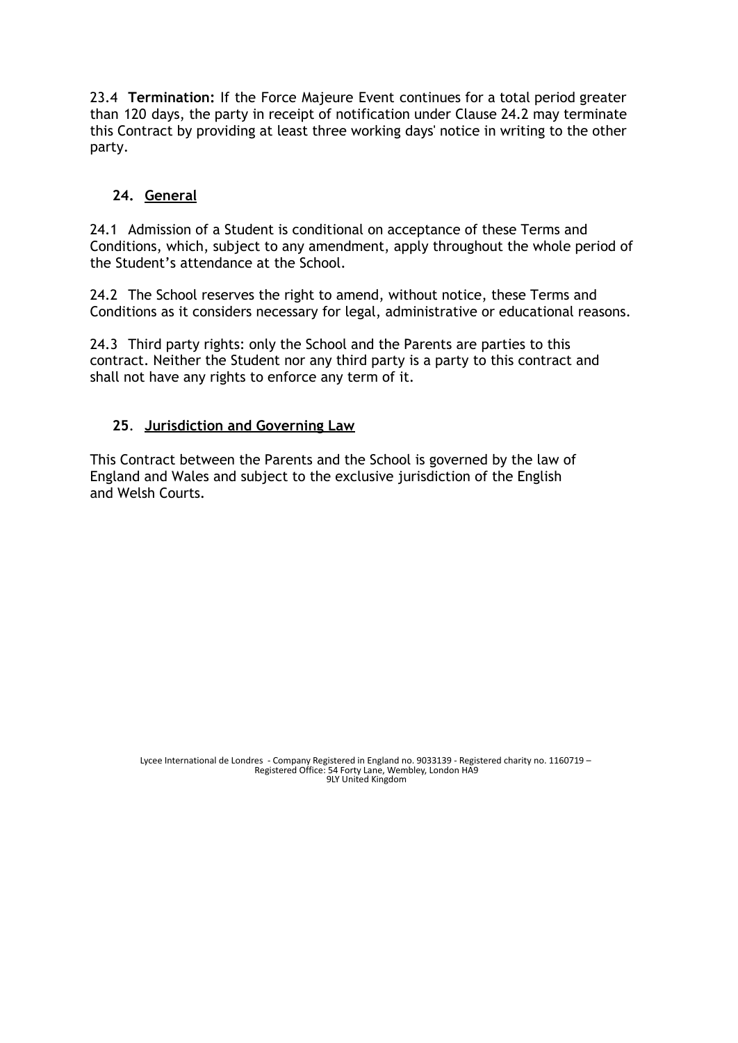23.4 **Termination:** If the Force Majeure Event continues for a total period greater than 120 days, the party in receipt of notification under Clause 24.2 may terminate this Contract by providing at least three working days' notice in writing to the other party.

## 24. General

24.1 Admission of a Student is conditional on acceptance of these Terms and Conditions, which, subject to any amendment, apply throughout the whole period of the Student's attendance at the School.

24.2 The School reserves the right to amend, without notice, these Terms and Conditions as it considers necessary for legal, administrative or educational reasons.

24.3 Third party rights: only the School and the Parents are parties to this contract. Neither the Student nor any third party is a party to this contract and shall not have any rights to enforce any term of it.

## 25. Jurisdiction and Governing Law

This Contract between the Parents and the School is governed by the law of England and Wales and subject to the exclusive jurisdiction of the English and Welsh Courts.